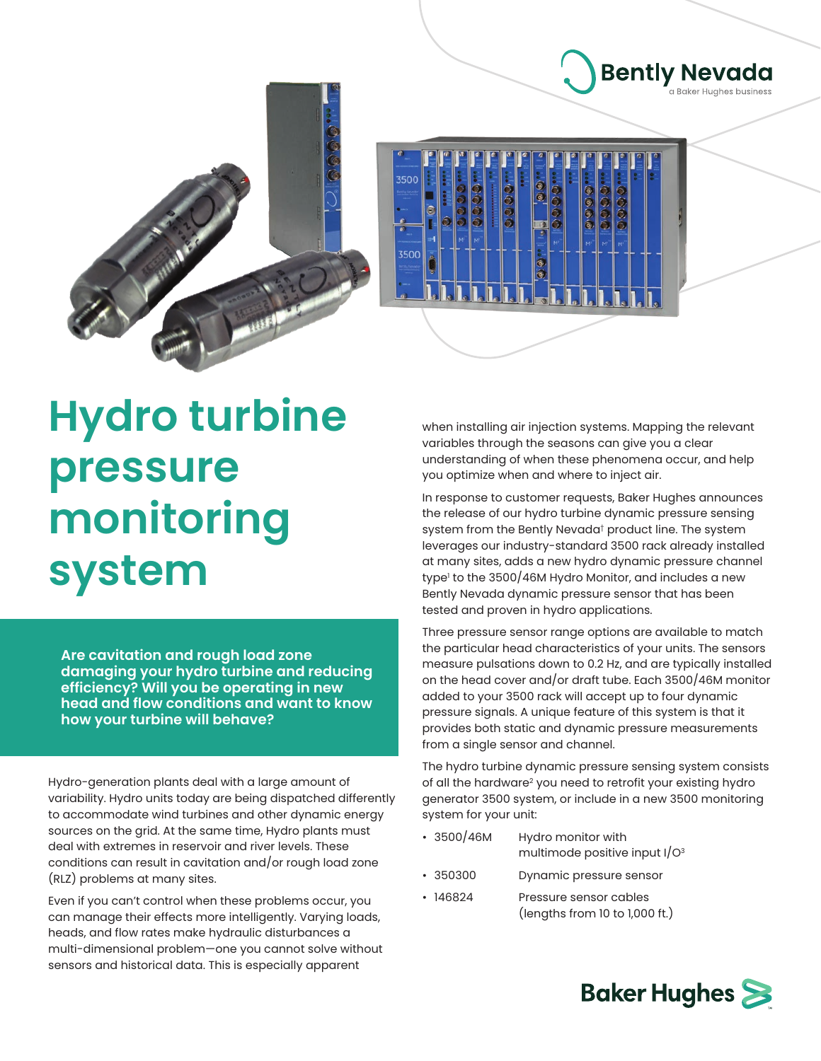# Hydro turbine pressure monitoring system

**Are cavitation and rough load zone damaging your hydro turbine and reducing efficiency? Will you be operating in new head and flow conditions and want to know how your turbine will behave?**

Hydro-generation plants deal with a large amount of variability. Hydro units today are being dispatched differently to accommodate wind turbines and other dynamic energy sources on the grid. At the same time, Hydro plants must deal with extremes in reservoir and river levels. These conditions can result in cavitation and/or rough load zone (RLZ) problems at many sites.

Even if you can't control when these problems occur, you can manage their effects more intelligently. Varying loads, heads, and flow rates make hydraulic disturbances a multi-dimensional problem—one you cannot solve without sensors and historical data. This is especially apparent when installing air injection systems. Mapping the relevant variables through the seasons can give you a clear understanding of when these phenomena occur, and help you optimize when and where to inject air.

In response to customer requests, Baker Hughes announces the release of our hydro turbine dynamic pressure sensing system from the Bently Nevada† product line. The system leverages our industry-standard 3500 rack already installed at many sites, adds a new hydro dynamic pressure channel type[1] to the 3500/46M Hydro Monitor, and includes a new Bently Nevada dynamic pressure sensor that has been tested and proven in hydro applications.

Three pressure sensor range options are available to match the particular head characteristics of your units. The sensors measure pulsations down to 0.2 Hz, and are typically installed on the head cover and/or draft tube. Each 3500/46M monitor added to your 3500 rack will accept up to four dynamic pressure signals. A unique feature of this system is that it provides both static and dynamic pressure measurements from a single sensor and channel.

The hydro turbine dynamic pressure sensing system consists of all the hardware[2] you need to retrofit your existing hydro generator 3500 system, or include in a new 3500 monitoring system for your unit:

- 3500/46M — Hydro monitor with multimode positive input I/O[3]
- 350300 — Dynamic pressure sensor
- 146824 — Pressure sensor cables (lengths from 10 to 1,000 ft.)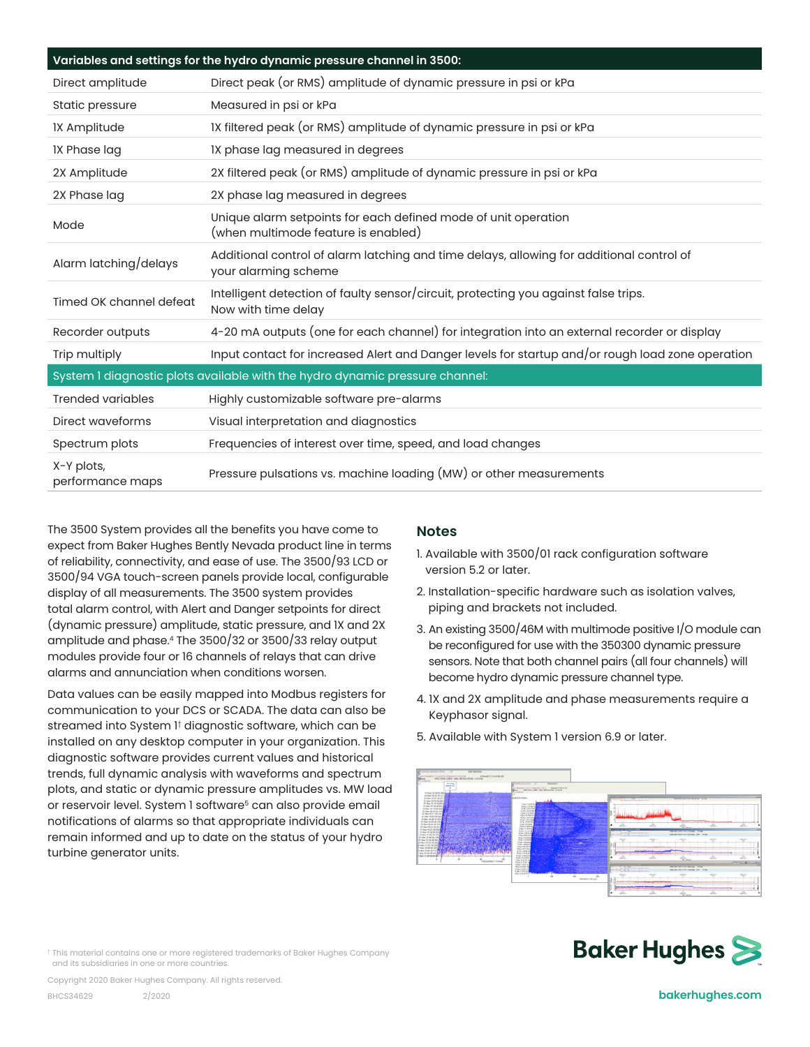| Variables and settings for the hydro dynamic pressure channel in 3500: | |
|---|---|
| Direct amplitude | Direct peak (or RMS) amplitude of dynamic pressure in psi or kPa |
| Static pressure | Measured in psi or kPa |
| 1X Amplitude | 1X filtered peak (or RMS) amplitude of dynamic pressure in psi or kPa |
| 1X Phase lag | 1X phase lag measured in degrees |
| 2X Amplitude | 2X filtered peak (or RMS) amplitude of dynamic pressure in psi or kPa |
| 2X Phase lag | 2X phase lag measured in degrees |
| Mode | Unique alarm setpoints for each defined mode of unit operation (when multimode feature is enabled) |
| Alarm latching/delays | Additional control of alarm latching and time delays, allowing for additional control of your alarming scheme |
| Timed OK channel defeat | Intelligent detection of faulty sensor/circuit, protecting you against false trips. Now with time delay |
| Recorder outputs | 4-20 mA outputs (one for each channel) for integration into an external recorder or display |
| Trip multiply | Input contact for increased Alert and Danger levels for startup and/or rough load zone operation |
| **System 1 diagnostic plots available with the hydro dynamic pressure channel:** | |
| Trended variables | Highly customizable software pre-alarms |
| Direct waveforms | Visual interpretation and diagnostics |
| Spectrum plots | Frequencies of interest over time, speed, and load changes |
| X-Y plots, performance maps | Pressure pulsations vs. machine loading (MW) or other measurements |

The 3500 System provides all the benefits you have come to expect from Baker Hughes Bently Nevada product line in terms of reliability, connectivity, and ease of use. The 3500/93 LCD or 3500/94 VGA touch-screen panels provide local, configurable display of all measurements. The 3500 system provides total alarm control, with Alert and Danger setpoints for direct (dynamic pressure) amplitude, static pressure, and 1X and 2X amplitude and phase.[4] The 3500/32 or 3500/33 relay output modules provide four or 16 channels of relays that can drive alarms and annunciation when conditions worsen.

Data values can be easily mapped into Modbus registers for communication to your DCS or SCADA. The data can also be streamed into System 1[†] diagnostic software, which can be installed on any desktop computer in your organization. This diagnostic software provides current values and historical trends, full dynamic analysis with waveforms and spectrum plots, and static or dynamic pressure amplitudes vs. MW load or reservoir level. System 1 software[5] can also provide email notifications of alarms so that appropriate individuals can remain informed and up to date on the status of your hydro turbine generator units.

## Notes

1. Available with 3500/01 rack configuration software version 5.2 or later.
2. Installation-specific hardware such as isolation valves, piping and brackets not included.
3. An existing 3500/46M with multimode positive I/O module can be reconfigured for use with the 350300 dynamic pressure sensors. Note that both channel pairs (all four channels) will become hydro dynamic pressure channel type.
4. 1X and 2X amplitude and phase measurements require a Keyphasor signal.
5. Available with System 1 version 6.9 or later.

[†] This material contains one or more registered trademarks of Baker Hughes Company and its subsidiaries in one or more countries.

Copyright 2020 Baker Hughes Company. All rights reserved.

BHCS34629 2/2020

Baker Hughes

bakerhughes.com